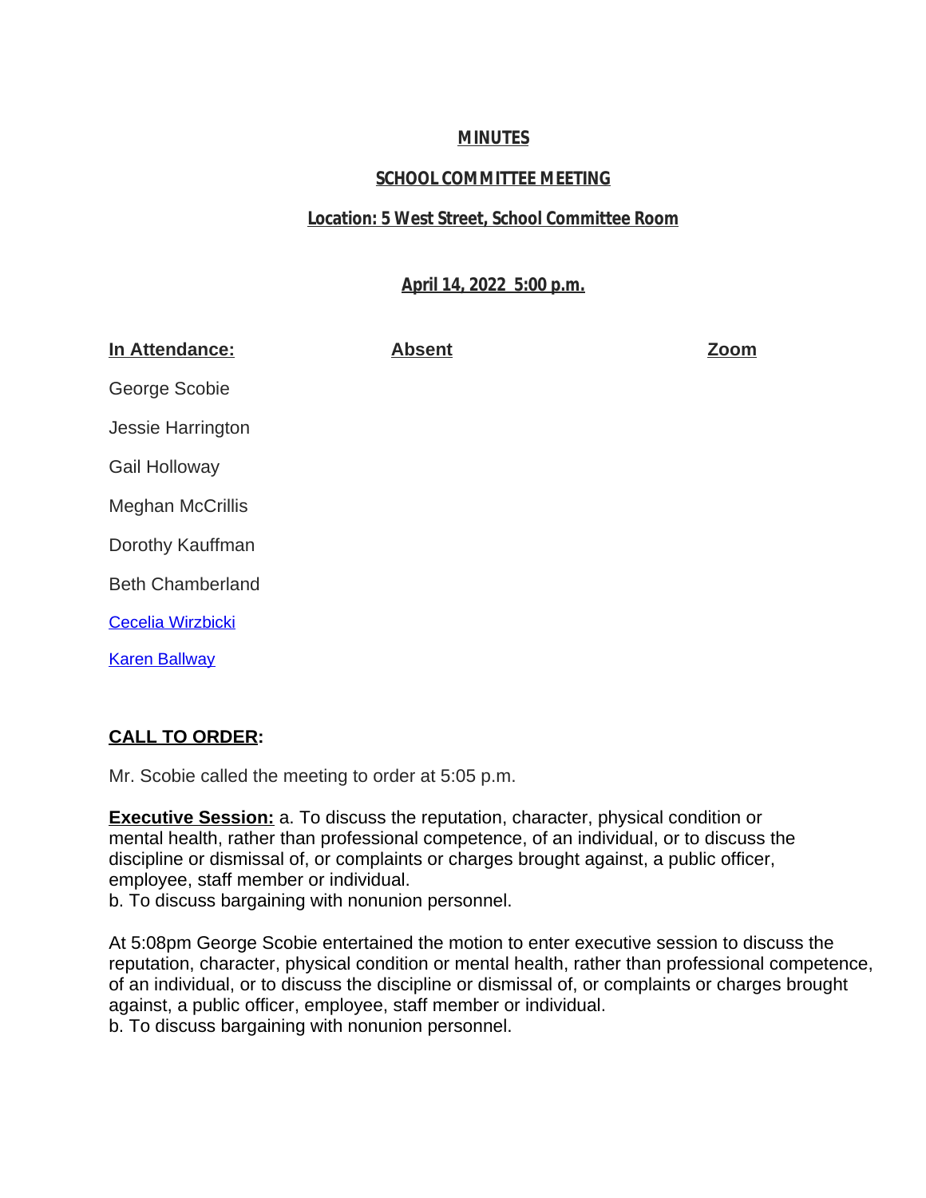**MINUTES**

**SCHOOL COMMITTEE MEETING**

**Location: 5 West Street, School Committee Room**

**April 14, 2022 5:00 p.m.**

| In Attendance: | Absent | Zoom |
|---|---|---|
| George Scobie | | |
| Jessie Harrington | | |
| Gail Holloway | | |
| Meghan McCrillis | | |
| Dorothy Kauffman | | |
| Beth Chamberland | | |
| Cecelia Wirzbicki | | |
| Karen Ballway | | |

**CALL TO ORDER:**

Mr. Scobie called the meeting to order at 5:05 p.m.

**Executive Session:** a. To discuss the reputation, character, physical condition or mental health, rather than professional competence, of an individual, or to discuss the discipline or dismissal of, or complaints or charges brought against, a public officer, employee, staff member or individual.
b. To discuss bargaining with nonunion personnel.

At 5:08pm George Scobie entertained the motion to enter executive session to discuss the reputation, character, physical condition or mental health, rather than professional competence, of an individual, or to discuss the discipline or dismissal of, or complaints or charges brought against, a public officer, employee, staff member or individual.
b. To discuss bargaining with nonunion personnel.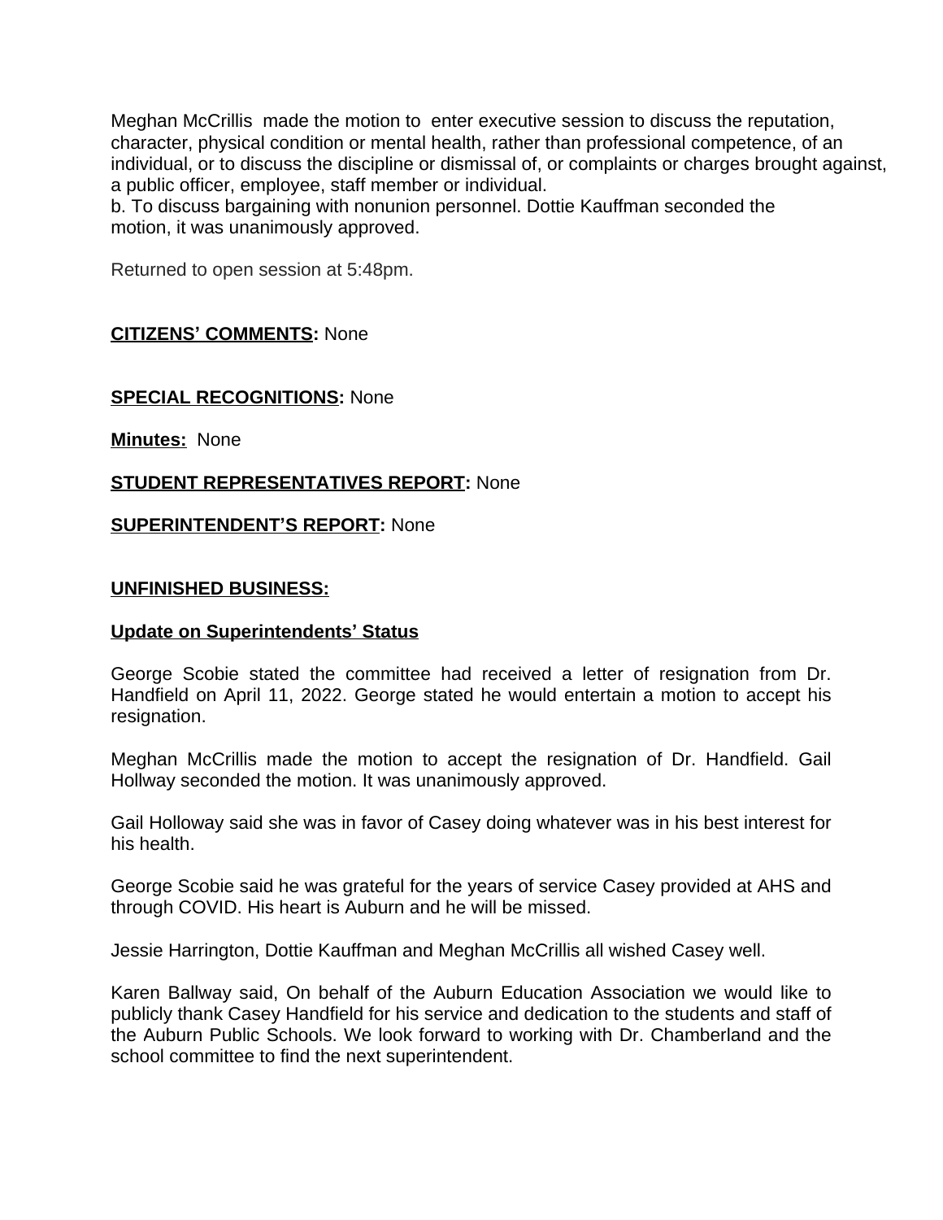Meghan McCrillis made the motion to enter executive session to discuss the reputation, character, physical condition or mental health, rather than professional competence, of an individual, or to discuss the discipline or dismissal of, or complaints or charges brought against, a public officer, employee, staff member or individual.
b. To discuss bargaining with nonunion personnel. Dottie Kauffman seconded the motion, it was unanimously approved.

Returned to open session at 5:48pm.

**CITIZENS' COMMENTS:** None

**SPECIAL RECOGNITIONS:** None

**Minutes:** None

**STUDENT REPRESENTATIVES REPORT:** None

**SUPERINTENDENT'S REPORT:** None

**UNFINISHED BUSINESS:**

**Update on Superintendents' Status**

George Scobie stated the committee had received a letter of resignation from Dr. Handfield on April 11, 2022. George stated he would entertain a motion to accept his resignation.

Meghan McCrillis made the motion to accept the resignation of Dr. Handfield. Gail Hollway seconded the motion. It was unanimously approved.

Gail Holloway said she was in favor of Casey doing whatever was in his best interest for his health.

George Scobie said he was grateful for the years of service Casey provided at AHS and through COVID. His heart is Auburn and he will be missed.

Jessie Harrington, Dottie Kauffman and Meghan McCrillis all wished Casey well.

Karen Ballway said, On behalf of the Auburn Education Association we would like to publicly thank Casey Handfield for his service and dedication to the students and staff of the Auburn Public Schools. We look forward to working with Dr. Chamberland and the school committee to find the next superintendent.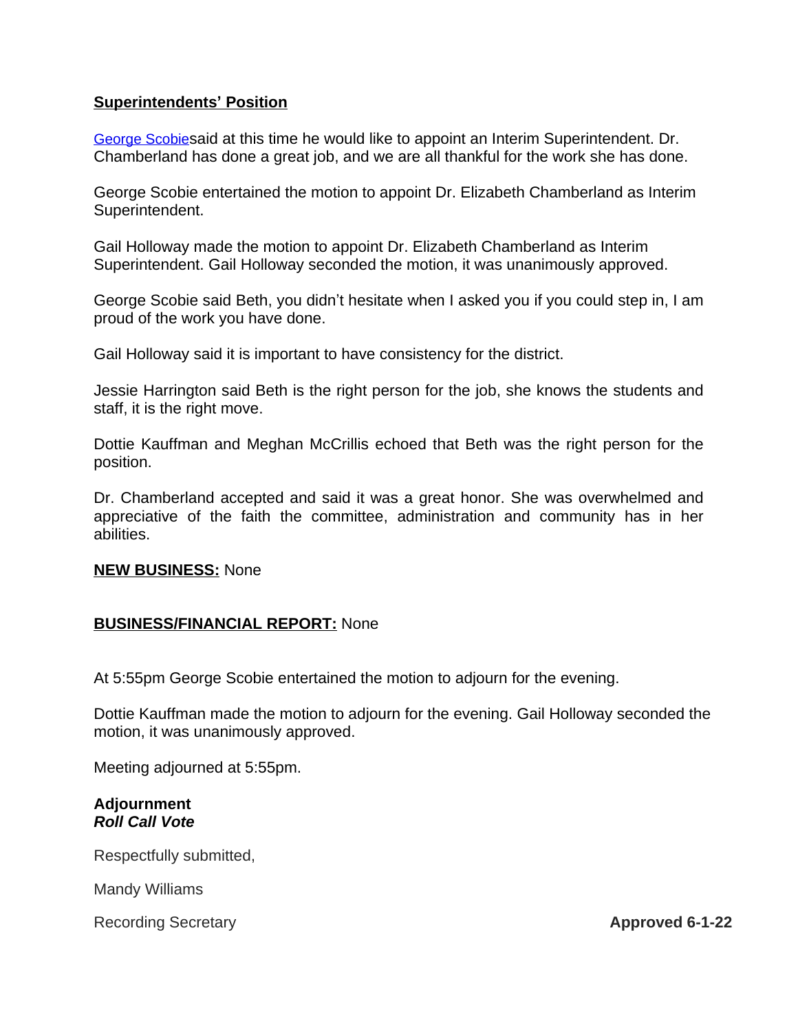**Superintendents' Position**

George Scobiesaid at this time he would like to appoint an Interim Superintendent. Dr. Chamberland has done a great job, and we are all thankful for the work she has done.

George Scobie entertained the motion to appoint Dr. Elizabeth Chamberland as Interim Superintendent.

Gail Holloway made the motion to appoint Dr. Elizabeth Chamberland as Interim Superintendent. Gail Holloway seconded the motion, it was unanimously approved.

George Scobie said Beth, you didn't hesitate when I asked you if you could step in, I am proud of the work you have done.

Gail Holloway said it is important to have consistency for the district.

Jessie Harrington said Beth is the right person for the job, she knows the students and staff, it is the right move.

Dottie Kauffman and Meghan McCrillis echoed that Beth was the right person for the position.

Dr. Chamberland accepted and said it was a great honor. She was overwhelmed and appreciative of the faith the committee, administration and community has in her abilities.

**NEW BUSINESS:** None

**BUSINESS/FINANCIAL REPORT:** None

At 5:55pm George Scobie entertained the motion to adjourn for the evening.

Dottie Kauffman made the motion to adjourn for the evening. Gail Holloway seconded the motion, it was unanimously approved.

Meeting adjourned at 5:55pm.

**Adjournment**
***Roll Call Vote***

Respectfully submitted,

Mandy Williams

Recording Secretary

**Approved 6-1-22**